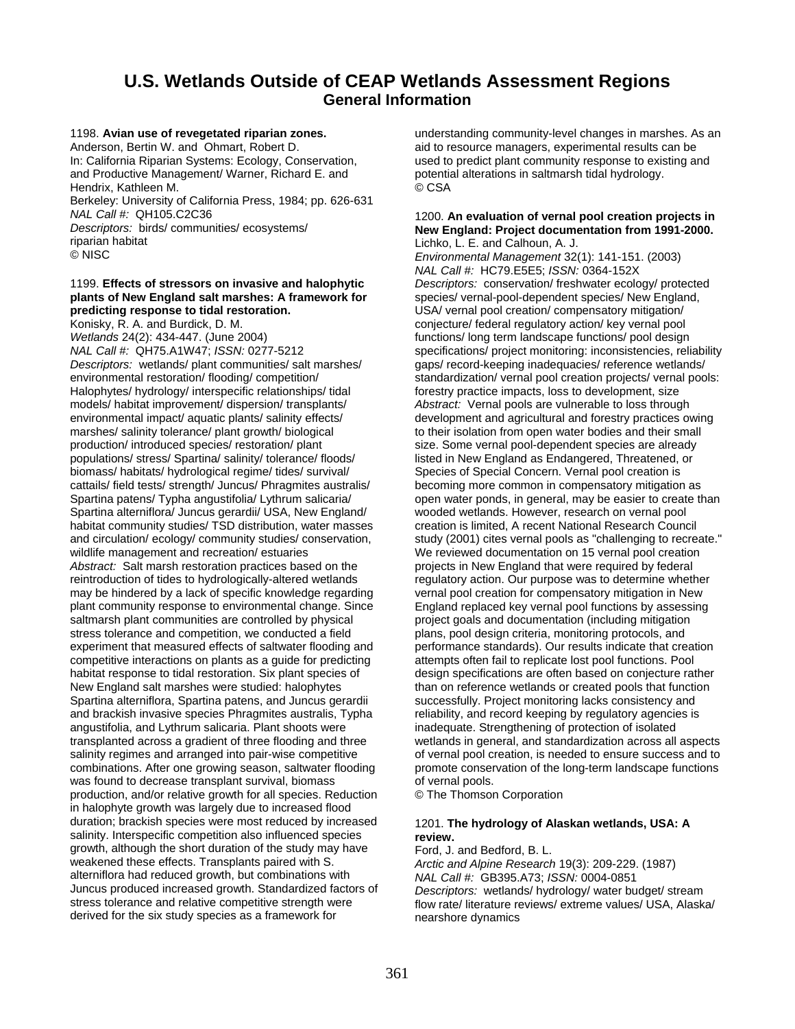# U.S. Wetlands Outside of CEAP Wetlands Assessment Regions
## General Information

1198. **Avian use of revegetated riparian zones.**
Anderson, Bertin W. and Ohmart, Robert D.
In: California Riparian Systems: Ecology, Conservation, and Productive Management/ Warner, Richard E. and Hendrix, Kathleen M.
Berkeley: University of California Press, 1984; pp. 626-631
*NAL Call #:* QH105.C2C36
*Descriptors:* birds/ communities/ ecosystems/ riparian habitat
© NISC

1199. **Effects of stressors on invasive and halophytic plants of New England salt marshes: A framework for predicting response to tidal restoration.**
Konisky, R. A. and Burdick, D. M.
*Wetlands* 24(2): 434-447. (June 2004)
*NAL Call #:* QH75.A1W47; *ISSN:* 0277-5212
*Descriptors:* wetlands/ plant communities/ salt marshes/ environmental restoration/ flooding/ competition/ Halophytes/ hydrology/ interspecific relationships/ tidal models/ habitat improvement/ dispersion/ transplants/ environmental impact/ aquatic plants/ salinity effects/ marshes/ salinity tolerance/ plant growth/ biological production/ introduced species/ restoration/ plant populations/ stress/ Spartina/ salinity/ tolerance/ floods/ biomass/ habitats/ hydrological regime/ tides/ survival/ cattails/ field tests/ strength/ Juncus/ Phragmites australis/ Spartina patens/ Typha angustifolia/ Lythrum salicaria/ Spartina alterniflora/ Juncus gerardii/ USA, New England/ habitat community studies/ TSD distribution, water masses and circulation/ ecology/ community studies/ conservation, wildlife management and recreation/ estuaries
*Abstract:* Salt marsh restoration practices based on the reintroduction of tides to hydrologically-altered wetlands may be hindered by a lack of specific knowledge regarding plant community response to environmental change. Since saltmarsh plant communities are controlled by physical stress tolerance and competition, we conducted a field experiment that measured effects of saltwater flooding and competitive interactions on plants as a guide for predicting habitat response to tidal restoration. Six plant species of New England salt marshes were studied: halophytes Spartina alterniflora, Spartina patens, and Juncus gerardii and brackish invasive species Phragmites australis, Typha angustifolia, and Lythrum salicaria. Plant shoots were transplanted across a gradient of three flooding and three salinity regimes and arranged into pair-wise competitive combinations. After one growing season, saltwater flooding was found to decrease transplant survival, biomass production, and/or relative growth for all species. Reduction in halophyte growth was largely due to increased flood duration; brackish species were most reduced by increased salinity. Interspecific competition also influenced species growth, although the short duration of the study may have weakened these effects. Transplants paired with S. alterniflora had reduced growth, but combinations with Juncus produced increased growth. Standardized factors of stress tolerance and relative competitive strength were derived for the six study species as a framework for understanding community-level changes in marshes. As an aid to resource managers, experimental results can be used to predict plant community response to existing and potential alterations in saltmarsh tidal hydrology.
© CSA

1200. **An evaluation of vernal pool creation projects in New England: Project documentation from 1991-2000.**
Lichko, L. E. and Calhoun, A. J.
*Environmental Management* 32(1): 141-151. (2003)
*NAL Call #:* HC79.E5E5; *ISSN:* 0364-152X
*Descriptors:* conservation/ freshwater ecology/ protected species/ vernal-pool-dependent species/ New England, USA/ vernal pool creation/ compensatory mitigation/ conjecture/ federal regulatory action/ key vernal pool functions/ long term landscape functions/ pool design specifications/ project monitoring: inconsistencies, reliability gaps/ record-keeping inadequacies/ reference wetlands/ standardization/ vernal pool creation projects/ vernal pools: forestry practice impacts, loss to development, size
*Abstract:* Vernal pools are vulnerable to loss through development and agricultural and forestry practices owing to their isolation from open water bodies and their small size. Some vernal pool-dependent species are already listed in New England as Endangered, Threatened, or Species of Special Concern. Vernal pool creation is becoming more common in compensatory mitigation as open water ponds, in general, may be easier to create than wooded wetlands. However, research on vernal pool creation is limited, A recent National Research Council study (2001) cites vernal pools as "challenging to recreate." We reviewed documentation on 15 vernal pool creation projects in New England that were required by federal regulatory action. Our purpose was to determine whether vernal pool creation for compensatory mitigation in New England replaced key vernal pool functions by assessing project goals and documentation (including mitigation plans, pool design criteria, monitoring protocols, and performance standards). Our results indicate that creation attempts often fail to replicate lost pool functions. Pool design specifications are often based on conjecture rather than on reference wetlands or created pools that function successfully. Project monitoring lacks consistency and reliability, and record keeping by regulatory agencies is inadequate. Strengthening of protection of isolated wetlands in general, and standardization across all aspects of vernal pool creation, is needed to ensure success and to promote conservation of the long-term landscape functions of vernal pools.
© The Thomson Corporation

1201. **The hydrology of Alaskan wetlands, USA: A review.**
Ford, J. and Bedford, B. L.
*Arctic and Alpine Research* 19(3): 209-229. (1987)
*NAL Call #:* GB395.A73; *ISSN:* 0004-0851
*Descriptors:* wetlands/ hydrology/ water budget/ stream flow rate/ literature reviews/ extreme values/ USA, Alaska/ nearshore dynamics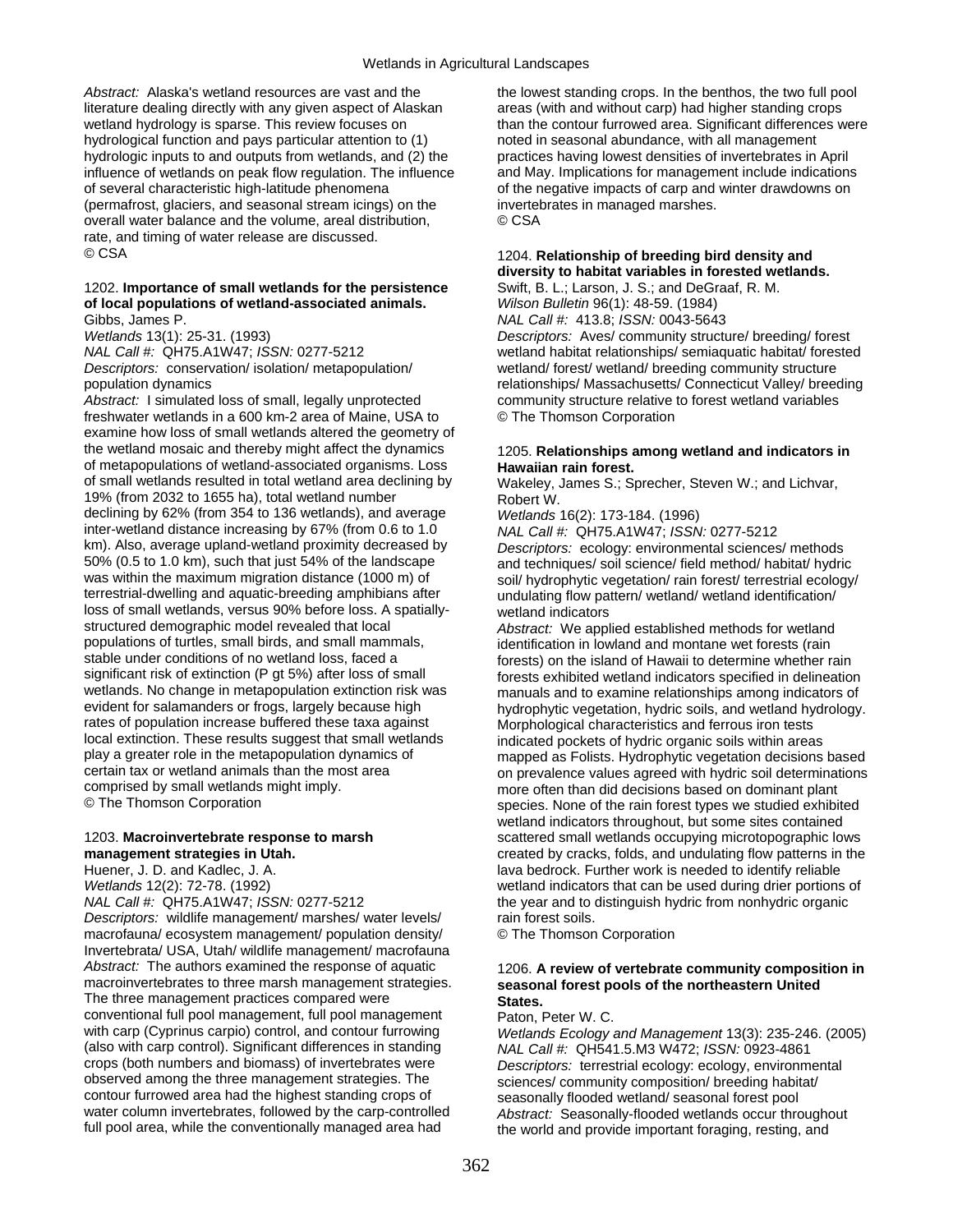*Abstract:* Alaska's wetland resources are vast and the literature dealing directly with any given aspect of Alaskan wetland hydrology is sparse. This review focuses on hydrological function and pays particular attention to (1) hydrologic inputs to and outputs from wetlands, and (2) the influence of wetlands on peak flow regulation. The influence of several characteristic high-latitude phenomena (permafrost, glaciers, and seasonal stream icings) on the overall water balance and the volume, areal distribution, rate, and timing of water release are discussed.
© CSA

1202. **Importance of small wetlands for the persistence of local populations of wetland-associated animals.**
Gibbs, James P.
*Wetlands* 13(1): 25-31. (1993)
*NAL Call #:* QH75.A1W47; *ISSN:* 0277-5212
*Descriptors:* conservation/ isolation/ metapopulation/ population dynamics
*Abstract:* I simulated loss of small, legally unprotected freshwater wetlands in a 600 km-2 area of Maine, USA to examine how loss of small wetlands altered the geometry of the wetland mosaic and thereby might affect the dynamics of metapopulations of wetland-associated organisms. Loss of small wetlands resulted in total wetland area declining by 19% (from 2032 to 1655 ha), total wetland number declining by 62% (from 354 to 136 wetlands), and average inter-wetland distance increasing by 67% (from 0.6 to 1.0 km). Also, average upland-wetland proximity decreased by 50% (0.5 to 1.0 km), such that just 54% of the landscape was within the maximum migration distance (1000 m) of terrestrial-dwelling and aquatic-breeding amphibians after loss of small wetlands, versus 90% before loss. A spatially-structured demographic model revealed that local populations of turtles, small birds, and small mammals, stable under conditions of no wetland loss, faced a significant risk of extinction (P gt 5%) after loss of small wetlands. No change in metapopulation extinction risk was evident for salamanders or frogs, largely because high rates of population increase buffered these taxa against local extinction. These results suggest that small wetlands play a greater role in the metapopulation dynamics of certain tax or wetland animals than the most area comprised by small wetlands might imply.
© The Thomson Corporation

1203. **Macroinvertebrate response to marsh management strategies in Utah.**
Huener, J. D. and Kadlec, J. A.
*Wetlands* 12(2): 72-78. (1992)
*NAL Call #:* QH75.A1W47; *ISSN:* 0277-5212
*Descriptors:* wildlife management/ marshes/ water levels/ macrofauna/ ecosystem management/ population density/ Invertebrata/ USA, Utah/ wildlife management/ macrofauna
*Abstract:* The authors examined the response of aquatic macroinvertebrates to three marsh management strategies. The three management practices compared were conventional full pool management, full pool management with carp (Cyprinus carpio) control, and contour furrowing (also with carp control). Significant differences in standing crops (both numbers and biomass) of invertebrates were observed among the three management strategies. The contour furrowed area had the highest standing crops of water column invertebrates, followed by the carp-controlled full pool area, while the conventionally managed area had the lowest standing crops. In the benthos, the two full pool areas (with and without carp) had higher standing crops than the contour furrowed area. Significant differences were noted in seasonal abundance, with all management practices having lowest densities of invertebrates in April and May. Implications for management include indications of the negative impacts of carp and winter drawdowns on invertebrates in managed marshes.
© CSA

1204. **Relationship of breeding bird density and diversity to habitat variables in forested wetlands.**
Swift, B. L.; Larson, J. S.; and DeGraaf, R. M.
*Wilson Bulletin* 96(1): 48-59. (1984)
*NAL Call #:* 413.8; *ISSN:* 0043-5643
*Descriptors:* Aves/ community structure/ breeding/ forest wetland habitat relationships/ semiaquatic habitat/ forested wetland/ forest/ wetland/ breeding community structure relationships/ Massachusetts/ Connecticut Valley/ breeding community structure relative to forest wetland variables
© The Thomson Corporation

1205. **Relationships among wetland and indicators in Hawaiian rain forest.**
Wakeley, James S.; Sprecher, Steven W.; and Lichvar, Robert W.
*Wetlands* 16(2): 173-184. (1996)
*NAL Call #:* QH75.A1W47; *ISSN:* 0277-5212
*Descriptors:* ecology: environmental sciences/ methods and techniques/ soil science/ field method/ habitat/ hydric soil/ hydrophytic vegetation/ rain forest/ terrestrial ecology/ undulating flow pattern/ wetland/ wetland identification/ wetland indicators
*Abstract:* We applied established methods for wetland identification in lowland and montane wet forests (rain forests) on the island of Hawaii to determine whether rain forests exhibited wetland indicators specified in delineation manuals and to examine relationships among indicators of hydrophytic vegetation, hydric soils, and wetland hydrology. Morphological characteristics and ferrous iron tests indicated pockets of hydric organic soils within areas mapped as Folists. Hydrophytic vegetation decisions based on prevalence values agreed with hydric soil determinations more often than did decisions based on dominant plant species. None of the rain forest types we studied exhibited wetland indicators throughout, but some sites contained scattered small wetlands occupying microtopographic lows created by cracks, folds, and undulating flow patterns in the lava bedrock. Further work is needed to identify reliable wetland indicators that can be used during drier portions of the year and to distinguish hydric from nonhydric organic rain forest soils.
© The Thomson Corporation

1206. **A review of vertebrate community composition in seasonal forest pools of the northeastern United States.**
Paton, Peter W. C.
*Wetlands Ecology and Management* 13(3): 235-246. (2005)
*NAL Call #:* QH541.5.M3 W472; *ISSN:* 0923-4861
*Descriptors:* terrestrial ecology: ecology, environmental sciences/ community composition/ breeding habitat/ seasonally flooded wetland/ seasonal forest pool
*Abstract:* Seasonally-flooded wetlands occur throughout the world and provide important foraging, resting, and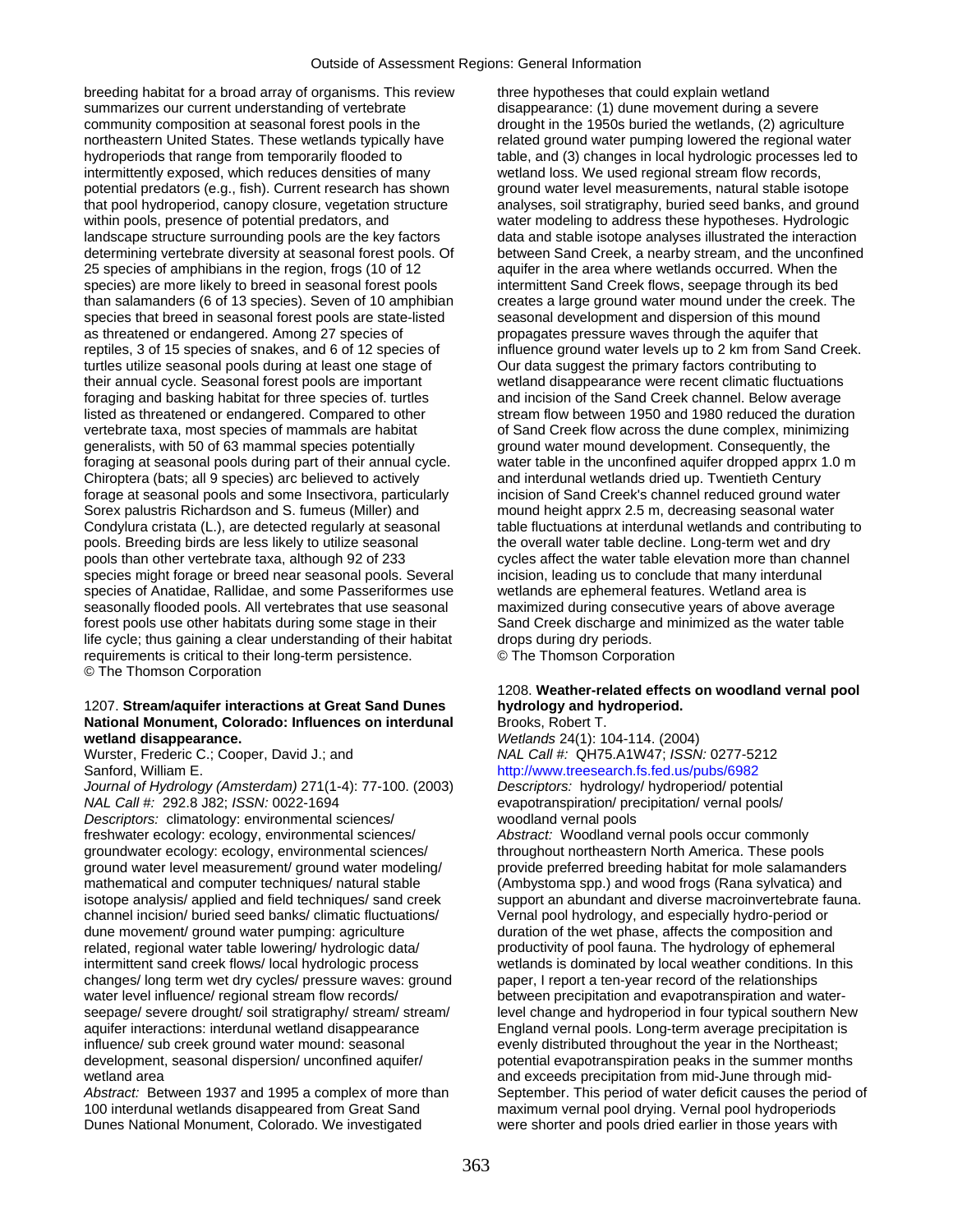breeding habitat for a broad array of organisms. This review summarizes our current understanding of vertebrate community composition at seasonal forest pools in the northeastern United States. These wetlands typically have hydroperiods that range from temporarily flooded to intermittently exposed, which reduces densities of many potential predators (e.g., fish). Current research has shown that pool hydroperiod, canopy closure, vegetation structure within pools, presence of potential predators, and landscape structure surrounding pools are the key factors determining vertebrate diversity at seasonal forest pools. Of 25 species of amphibians in the region, frogs (10 of 12 species) are more likely to breed in seasonal forest pools than salamanders (6 of 13 species). Seven of 10 amphibian species that breed in seasonal forest pools are state-listed as threatened or endangered. Among 27 species of reptiles, 3 of 15 species of snakes, and 6 of 12 species of turtles utilize seasonal pools during at least one stage of their annual cycle. Seasonal forest pools are important foraging and basking habitat for three species of. turtles listed as threatened or endangered. Compared to other vertebrate taxa, most species of mammals are habitat generalists, with 50 of 63 mammal species potentially foraging at seasonal pools during part of their annual cycle. Chiroptera (bats; all 9 species) arc believed to actively forage at seasonal pools and some Insectivora, particularly Sorex palustris Richardson and S. fumeus (Miller) and Condylura cristata (L.), are detected regularly at seasonal pools. Breeding birds are less likely to utilize seasonal pools than other vertebrate taxa, although 92 of 233 species might forage or breed near seasonal pools. Several species of Anatidae, Rallidae, and some Passeriformes use seasonally flooded pools. All vertebrates that use seasonal forest pools use other habitats during some stage in their life cycle; thus gaining a clear understanding of their habitat requirements is critical to their long-term persistence.
© The Thomson Corporation

1207. **Stream/aquifer interactions at Great Sand Dunes National Monument, Colorado: Influences on interdunal wetland disappearance.**
Wurster, Frederic C.; Cooper, David J.; and Sanford, William E.
*Journal of Hydrology (Amsterdam)* 271(1-4): 77-100. (2003)
*NAL Call #:* 292.8 J82; *ISSN:* 0022-1694
*Descriptors:* climatology: environmental sciences/ freshwater ecology: ecology, environmental sciences/ groundwater ecology: ecology, environmental sciences/ ground water level measurement/ ground water modeling/ mathematical and computer techniques/ natural stable isotope analysis/ applied and field techniques/ sand creek channel incision/ buried seed banks/ climatic fluctuations/ dune movement/ ground water pumping: agriculture related, regional water table lowering/ hydrologic data/ intermittent sand creek flows/ local hydrologic process changes/ long term wet dry cycles/ pressure waves: ground water level influence/ regional stream flow records/ seepage/ severe drought/ soil stratigraphy/ stream/ stream/ aquifer interactions: interdunal wetland disappearance influence/ sub creek ground water mound: seasonal development, seasonal dispersion/ unconfined aquifer/ wetland area
*Abstract:* Between 1937 and 1995 a complex of more than 100 interdunal wetlands disappeared from Great Sand Dunes National Monument, Colorado. We investigated three hypotheses that could explain wetland disappearance: (1) dune movement during a severe drought in the 1950s buried the wetlands, (2) agriculture related ground water pumping lowered the regional water table, and (3) changes in local hydrologic processes led to wetland loss. We used regional stream flow records, ground water level measurements, natural stable isotope analyses, soil stratigraphy, buried seed banks, and ground water modeling to address these hypotheses. Hydrologic data and stable isotope analyses illustrated the interaction between Sand Creek, a nearby stream, and the unconfined aquifer in the area where wetlands occurred. When the intermittent Sand Creek flows, seepage through its bed creates a large ground water mound under the creek. The seasonal development and dispersion of this mound propagates pressure waves through the aquifer that influence ground water levels up to 2 km from Sand Creek. Our data suggest the primary factors contributing to wetland disappearance were recent climatic fluctuations and incision of the Sand Creek channel. Below average stream flow between 1950 and 1980 reduced the duration of Sand Creek flow across the dune complex, minimizing ground water mound development. Consequently, the water table in the unconfined aquifer dropped apprx 1.0 m and interdunal wetlands dried up. Twentieth Century incision of Sand Creek's channel reduced ground water mound height apprx 2.5 m, decreasing seasonal water table fluctuations at interdunal wetlands and contributing to the overall water table decline. Long-term wet and dry cycles affect the water table elevation more than channel incision, leading us to conclude that many interdunal wetlands are ephemeral features. Wetland area is maximized during consecutive years of above average Sand Creek discharge and minimized as the water table drops during dry periods.
© The Thomson Corporation

1208. **Weather-related effects on woodland vernal pool hydrology and hydroperiod.**
Brooks, Robert T.
*Wetlands* 24(1): 104-114. (2004)
*NAL Call #:* QH75.A1W47; *ISSN:* 0277-5212
http://www.treesearch.fs.fed.us/pubs/6982
*Descriptors:* hydrology/ hydroperiod/ potential evapotranspiration/ precipitation/ vernal pools/ woodland vernal pools
*Abstract:* Woodland vernal pools occur commonly throughout northeastern North America. These pools provide preferred breeding habitat for mole salamanders (Ambystoma spp.) and wood frogs (Rana sylvatica) and support an abundant and diverse macroinvertebrate fauna. Vernal pool hydrology, and especially hydro-period or duration of the wet phase, affects the composition and productivity of pool fauna. The hydrology of ephemeral wetlands is dominated by local weather conditions. In this paper, I report a ten-year record of the relationships between precipitation and evapotranspiration and water-level change and hydroperiod in four typical southern New England vernal pools. Long-term average precipitation is evenly distributed throughout the year in the Northeast; potential evapotranspiration peaks in the summer months and exceeds precipitation from mid-June through mid-September. This period of water deficit causes the period of maximum vernal pool drying. Vernal pool hydroperiods were shorter and pools dried earlier in those years with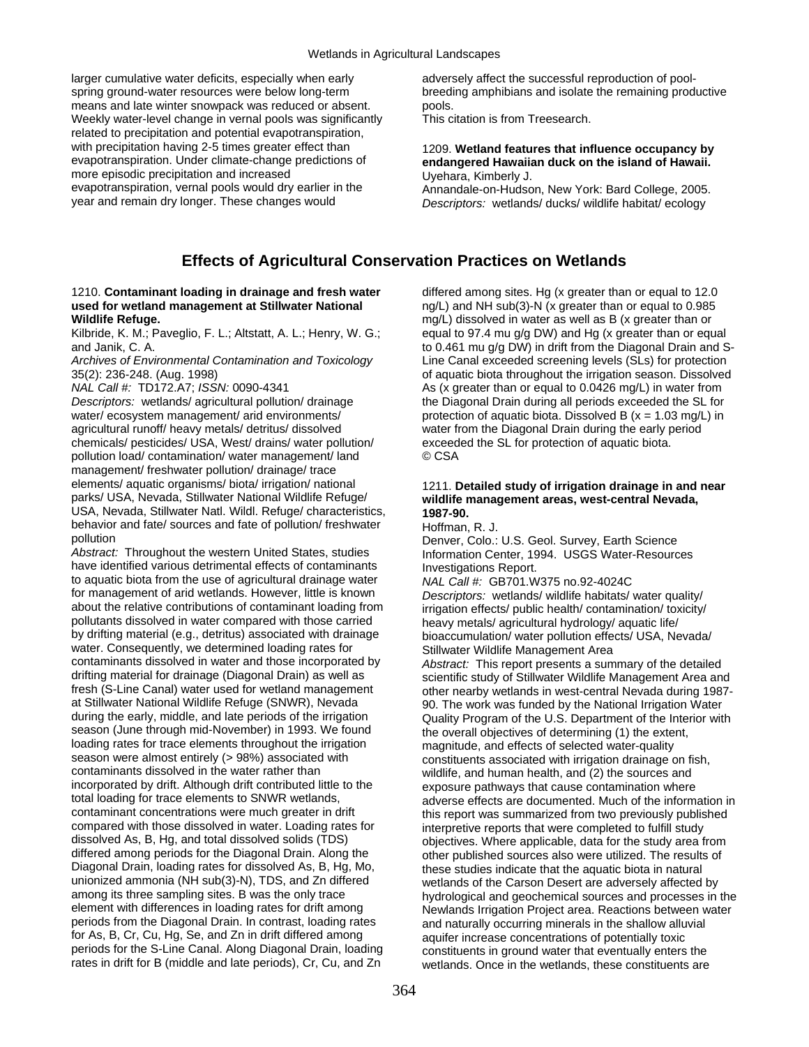larger cumulative water deficits, especially when early spring ground-water resources were below long-term means and late winter snowpack was reduced or absent. Weekly water-level change in vernal pools was significantly related to precipitation and potential evapotranspiration, with precipitation having 2-5 times greater effect than evapotranspiration. Under climate-change predictions of more episodic precipitation and increased evapotranspiration, vernal pools would dry earlier in the year and remain dry longer. These changes would adversely affect the successful reproduction of pool-breeding amphibians and isolate the remaining productive pools.
This citation is from Treesearch.

1209. **Wetland features that influence occupancy by endangered Hawaiian duck on the island of Hawaii.**
Uyehara, Kimberly J.
Annandale-on-Hudson, New York: Bard College, 2005.
*Descriptors:* wetlands/ ducks/ wildlife habitat/ ecology

## Effects of Agricultural Conservation Practices on Wetlands

1210. **Contaminant loading in drainage and fresh water used for wetland management at Stillwater National Wildlife Refuge.**
Kilbride, K. M.; Paveglio, F. L.; Altstatt, A. L.; Henry, W. G.; and Janik, C. A.
*Archives of Environmental Contamination and Toxicology* 35(2): 236-248. (Aug. 1998)
*NAL Call #:* TD172.A7; *ISSN:* 0090-4341
*Descriptors:* wetlands/ agricultural pollution/ drainage water/ ecosystem management/ arid environments/ agricultural runoff/ heavy metals/ detritus/ dissolved chemicals/ pesticides/ USA, West/ drains/ water pollution/ pollution load/ contamination/ water management/ land management/ freshwater pollution/ drainage/ trace elements/ aquatic organisms/ biota/ irrigation/ national parks/ USA, Nevada, Stillwater National Wildlife Refuge/ USA, Nevada, Stillwater Natl. Wildl. Refuge/ characteristics, behavior and fate/ sources and fate of pollution/ freshwater pollution
*Abstract:* Throughout the western United States, studies have identified various detrimental effects of contaminants to aquatic biota from the use of agricultural drainage water for management of arid wetlands. However, little is known about the relative contributions of contaminant loading from pollutants dissolved in water compared with those carried by drifting material (e.g., detritus) associated with drainage water. Consequently, we determined loading rates for contaminants dissolved in water and those incorporated by drifting material for drainage (Diagonal Drain) as well as fresh (S-Line Canal) water used for wetland management at Stillwater National Wildlife Refuge (SNWR), Nevada during the early, middle, and late periods of the irrigation season (June through mid-November) in 1993. We found loading rates for trace elements throughout the irrigation season were almost entirely (> 98%) associated with contaminants dissolved in the water rather than incorporated by drift. Although drift contributed little to the total loading for trace elements to SNWR wetlands, contaminant concentrations were much greater in drift compared with those dissolved in water. Loading rates for dissolved As, B, Hg, and total dissolved solids (TDS) differed among periods for the Diagonal Drain. Along the Diagonal Drain, loading rates for dissolved As, B, Hg, Mo, unionized ammonia (NH sub(3)-N), TDS, and Zn differed among its three sampling sites. B was the only trace element with differences in loading rates for drift among periods from the Diagonal Drain. In contrast, loading rates for As, B, Cr, Cu, Hg, Se, and Zn in drift differed among periods for the S-Line Canal. Along Diagonal Drain, loading rates in drift for B (middle and late periods), Cr, Cu, and Zn differed among sites. Hg (x greater than or equal to 12.0 ng/L) and NH sub(3)-N (x greater than or equal to 0.985 mg/L) dissolved in water as well as B (x greater than or equal to 97.4 mu g/g DW) and Hg (x greater than or equal to 0.461 mu g/g DW) in drift from the Diagonal Drain and S-Line Canal exceeded screening levels (SLs) for protection of aquatic biota throughout the irrigation season. Dissolved As (x greater than or equal to 0.0426 mg/L) in water from the Diagonal Drain during all periods exceeded the SL for protection of aquatic biota. Dissolved B (x = 1.03 mg/L) in water from the Diagonal Drain during the early period exceeded the SL for protection of aquatic biota.
© CSA

1211. **Detailed study of irrigation drainage in and near wildlife management areas, west-central Nevada, 1987-90.**
Hoffman, R. J.
Denver, Colo.: U.S. Geol. Survey, Earth Science Information Center, 1994. USGS Water-Resources Investigations Report.
*NAL Call #:* GB701.W375 no.92-4024C
*Descriptors:* wetlands/ wildlife habitats/ water quality/ irrigation effects/ public health/ contamination/ toxicity/ heavy metals/ agricultural hydrology/ aquatic life/ bioaccumulation/ water pollution effects/ USA, Nevada/ Stillwater Wildlife Management Area
*Abstract:* This report presents a summary of the detailed scientific study of Stillwater Wildlife Management Area and other nearby wetlands in west-central Nevada during 1987-90. The work was funded by the National Irrigation Water Quality Program of the U.S. Department of the Interior with the overall objectives of determining (1) the extent, magnitude, and effects of selected water-quality constituents associated with irrigation drainage on fish, wildlife, and human health, and (2) the sources and exposure pathways that cause contamination where adverse effects are documented. Much of the information in this report was summarized from two previously published interpretive reports that were completed to fulfill study objectives. Where applicable, data for the study area from other published sources also were utilized. The results of these studies indicate that the aquatic biota in natural wetlands of the Carson Desert are adversely affected by hydrological and geochemical sources and processes in the Newlands Irrigation Project area. Reactions between water and naturally occurring minerals in the shallow alluvial aquifer increase concentrations of potentially toxic constituents in ground water that eventually enters the wetlands. Once in the wetlands, these constituents are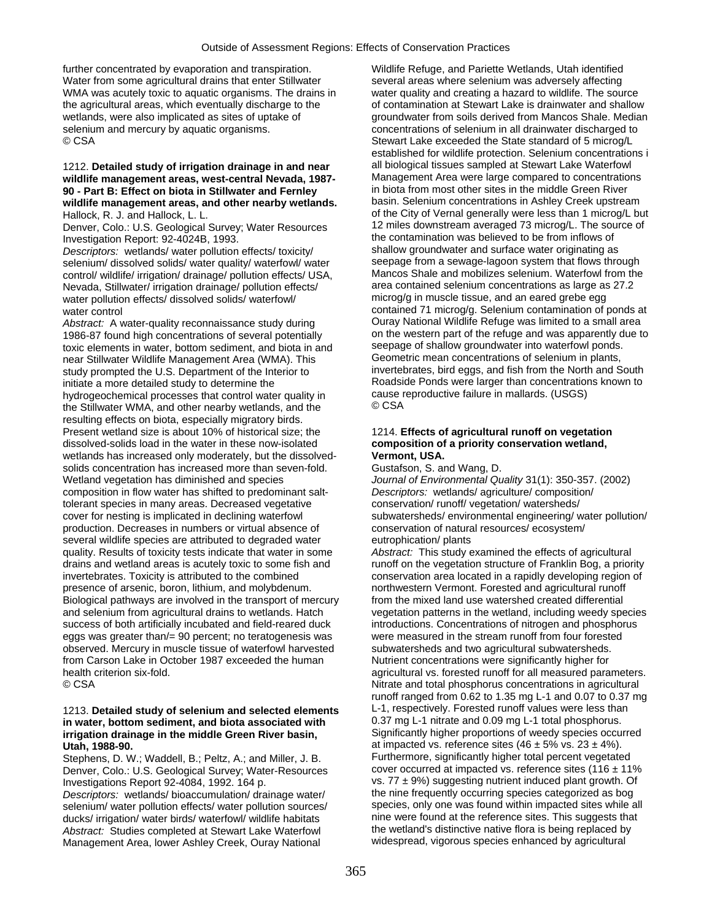further concentrated by evaporation and transpiration. Water from some agricultural drains that enter Stillwater WMA was acutely toxic to aquatic organisms. The drains in the agricultural areas, which eventually discharge to the wetlands, were also implicated as sites of uptake of selenium and mercury by aquatic organisms.
© CSA

1212. **Detailed study of irrigation drainage in and near wildlife management areas, west-central Nevada, 1987-90 - Part B: Effect on biota in Stillwater and Fernley wildlife management areas, and other nearby wetlands.**
Hallock, R. J. and Hallock, L. L.
Denver, Colo.: U.S. Geological Survey; Water Resources Investigation Report: 92-4024B, 1993.
*Descriptors:* wetlands/ water pollution effects/ toxicity/ selenium/ dissolved solids/ water quality/ waterfowl/ water control/ wildlife/ irrigation/ drainage/ pollution effects/ USA, Nevada, Stillwater/ irrigation drainage/ pollution effects/ water pollution effects/ dissolved solids/ waterfowl/ water control
*Abstract:* A water-quality reconnaissance study during 1986-87 found high concentrations of several potentially toxic elements in water, bottom sediment, and biota in and near Stillwater Wildlife Management Area (WMA). This study prompted the U.S. Department of the Interior to initiate a more detailed study to determine the hydrogeochemical processes that control water quality in the Stillwater WMA, and other nearby wetlands, and the resulting effects on biota, especially migratory birds. Present wetland size is about 10% of historical size; the dissolved-solids load in the water in these now-isolated wetlands has increased only moderately, but the dissolved-solids concentration has increased more than seven-fold. Wetland vegetation has diminished and species composition in flow water has shifted to predominant salt-tolerant species in many areas. Decreased vegetative cover for nesting is implicated in declining waterfowl production. Decreases in numbers or virtual absence of several wildlife species are attributed to degraded water quality. Results of toxicity tests indicate that water in some drains and wetland areas is acutely toxic to some fish and invertebrates. Toxicity is attributed to the combined presence of arsenic, boron, lithium, and molybdenum. Biological pathways are involved in the transport of mercury and selenium from agricultural drains to wetlands. Hatch success of both artificially incubated and field-reared duck eggs was greater than/= 90 percent; no teratogenesis was observed. Mercury in muscle tissue of waterfowl harvested from Carson Lake in October 1987 exceeded the human health criterion six-fold.
© CSA

1213. **Detailed study of selenium and selected elements in water, bottom sediment, and biota associated with irrigation drainage in the middle Green River basin, Utah, 1988-90.**
Stephens, D. W.; Waddell, B.; Peltz, A.; and Miller, J. B.
Denver, Colo.: U.S. Geological Survey; Water-Resources Investigations Report 92-4084, 1992. 164 p.
*Descriptors:* wetlands/ bioaccumulation/ drainage water/ selenium/ water pollution effects/ water pollution sources/ ducks/ irrigation/ water birds/ waterfowl/ wildlife habitats
*Abstract:* Studies completed at Stewart Lake Waterfowl Management Area, lower Ashley Creek, Ouray National Wildlife Refuge, and Pariette Wetlands, Utah identified several areas where selenium was adversely affecting water quality and creating a hazard to wildlife. The source of contamination at Stewart Lake is drainwater and shallow groundwater from soils derived from Mancos Shale. Median concentrations of selenium in all drainwater discharged to Stewart Lake exceeded the State standard of 5 microg/L established for wildlife protection. Selenium concentrations i all biological tissues sampled at Stewart Lake Waterfowl Management Area were large compared to concentrations in biota from most other sites in the middle Green River basin. Selenium concentrations in Ashley Creek upstream of the City of Vernal generally were less than 1 microg/L but 12 miles downstream averaged 73 microg/L. The source of the contamination was believed to be from inflows of shallow groundwater and surface water originating as seepage from a sewage-lagoon system that flows through Mancos Shale and mobilizes selenium. Waterfowl from the area contained selenium concentrations as large as 27.2 microg/g in muscle tissue, and an eared grebe egg contained 71 microg/g. Selenium contamination of ponds at Ouray National Wildlife Refuge was limited to a small area on the western part of the refuge and was apparently due to seepage of shallow groundwater into waterfowl ponds. Geometric mean concentrations of selenium in plants, invertebrates, bird eggs, and fish from the North and South Roadside Ponds were larger than concentrations known to cause reproductive failure in mallards. (USGS)
© CSA

1214. **Effects of agricultural runoff on vegetation composition of a priority conservation wetland, Vermont, USA.**
Gustafson, S. and Wang, D.
*Journal of Environmental Quality* 31(1): 350-357. (2002)
*Descriptors:* wetlands/ agriculture/ composition/ conservation/ runoff/ vegetation/ watersheds/ subwatersheds/ environmental engineering/ water pollution/ conservation of natural resources/ ecosystem/ eutrophication/ plants
*Abstract:* This study examined the effects of agricultural runoff on the vegetation structure of Franklin Bog, a priority conservation area located in a rapidly developing region of northwestern Vermont. Forested and agricultural runoff from the mixed land use watershed created differential vegetation patterns in the wetland, including weedy species introductions. Concentrations of nitrogen and phosphorus were measured in the stream runoff from four forested subwatersheds and two agricultural subwatersheds. Nutrient concentrations were significantly higher for agricultural vs. forested runoff for all measured parameters. Nitrate and total phosphorus concentrations in agricultural runoff ranged from 0.62 to 1.35 mg L-1 and 0.07 to 0.37 mg L-1, respectively. Forested runoff values were less than 0.37 mg L-1 nitrate and 0.09 mg L-1 total phosphorus. Significantly higher proportions of weedy species occurred at impacted vs. reference sites ($46 \pm 5\%$ vs. $23 \pm 4\%$). Furthermore, significantly higher total percent vegetated cover occurred at impacted vs. reference sites ($116 \pm 11\%$ vs. $77 \pm 9\%$) suggesting nutrient induced plant growth. Of the nine frequently occurring species categorized as bog species, only one was found within impacted sites while all nine were found at the reference sites. This suggests that the wetland's distinctive native flora is being replaced by widespread, vigorous species enhanced by agricultural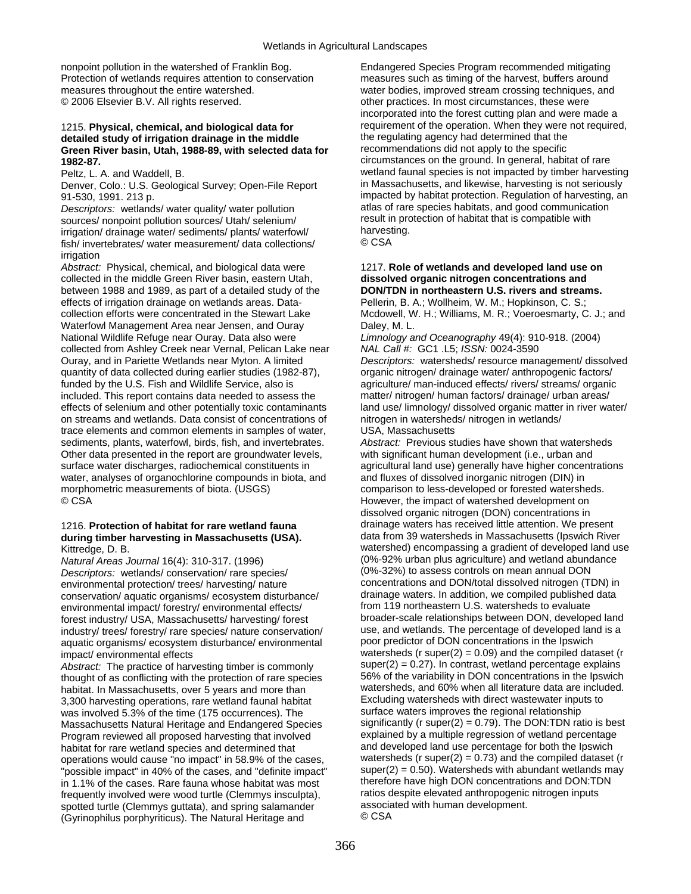nonpoint pollution in the watershed of Franklin Bog. Protection of wetlands requires attention to conservation measures throughout the entire watershed.
© 2006 Elsevier B.V. All rights reserved.

1215. **Physical, chemical, and biological data for detailed study of irrigation drainage in the middle Green River basin, Utah, 1988-89, with selected data for 1982-87.**
Peltz, L. A. and Waddell, B.
Denver, Colo.: U.S. Geological Survey; Open-File Report 91-530, 1991. 213 p.
*Descriptors:* wetlands/ water quality/ water pollution sources/ nonpoint pollution sources/ Utah/ selenium/ irrigation/ drainage water/ sediments/ plants/ waterfowl/ fish/ invertebrates/ water measurement/ data collections/ irrigation
*Abstract:* Physical, chemical, and biological data were collected in the middle Green River basin, eastern Utah, between 1988 and 1989, as part of a detailed study of the effects of irrigation drainage on wetlands areas. Data-collection efforts were concentrated in the Stewart Lake Waterfowl Management Area near Jensen, and Ouray National Wildlife Refuge near Ouray. Data also were collected from Ashley Creek near Vernal, Pelican Lake near Ouray, and in Pariette Wetlands near Myton. A limited quantity of data collected during earlier studies (1982-87), funded by the U.S. Fish and Wildlife Service, also is included. This report contains data needed to assess the effects of selenium and other potentially toxic contaminants on streams and wetlands. Data consist of concentrations of trace elements and common elements in samples of water, sediments, plants, waterfowl, birds, fish, and invertebrates. Other data presented in the report are groundwater levels, surface water discharges, radiochemical constituents in water, analyses of organochlorine compounds in biota, and morphometric measurements of biota. (USGS)
© CSA

1216. **Protection of habitat for rare wetland fauna during timber harvesting in Massachusetts (USA).**
Kittredge, D. B.
*Natural Areas Journal* 16(4): 310-317. (1996)
*Descriptors:* wetlands/ conservation/ rare species/ environmental protection/ trees/ harvesting/ nature conservation/ aquatic organisms/ ecosystem disturbance/ environmental impact/ forestry/ environmental effects/ forest industry/ USA, Massachusetts/ harvesting/ forest industry/ trees/ forestry/ rare species/ nature conservation/ aquatic organisms/ ecosystem disturbance/ environmental impact/ environmental effects
*Abstract:* The practice of harvesting timber is commonly thought of as conflicting with the protection of rare species habitat. In Massachusetts, over 5 years and more than 3,300 harvesting operations, rare wetland faunal habitat was involved 5.3% of the time (175 occurrences). The Massachusetts Natural Heritage and Endangered Species Program reviewed all proposed harvesting that involved habitat for rare wetland species and determined that operations would cause "no impact" in 58.9% of the cases, "possible impact" in 40% of the cases, and "definite impact" in 1.1% of the cases. Rare fauna whose habitat was most frequently involved were wood turtle (Clemmys insculpta), spotted turtle (Clemmys guttata), and spring salamander (Gyrinophilus porphyriticus). The Natural Heritage and Endangered Species Program recommended mitigating measures such as timing of the harvest, buffers around water bodies, improved stream crossing techniques, and other practices. In most circumstances, these were incorporated into the forest cutting plan and were made a requirement of the operation. When they were not required, the regulating agency had determined that the recommendations did not apply to the specific circumstances on the ground. In general, habitat of rare wetland faunal species is not impacted by timber harvesting in Massachusetts, and likewise, harvesting is not seriously impacted by habitat protection. Regulation of harvesting, an atlas of rare species habitats, and good communication result in protection of habitat that is compatible with harvesting.
© CSA

1217. **Role of wetlands and developed land use on dissolved organic nitrogen concentrations and DON/TDN in northeastern U.S. rivers and streams.**
Pellerin, B. A.; Wollheim, W. M.; Hopkinson, C. S.; Mcdowell, W. H.; Williams, M. R.; Voeroesmarty, C. J.; and Daley, M. L.
*Limnology and Oceanography* 49(4): 910-918. (2004)
*NAL Call #:* GC1 .L5; *ISSN:* 0024-3590
*Descriptors:* watersheds/ resource management/ dissolved organic nitrogen/ drainage water/ anthropogenic factors/ agriculture/ man-induced effects/ rivers/ streams/ organic matter/ nitrogen/ human factors/ drainage/ urban areas/ land use/ limnology/ dissolved organic matter in river water/ nitrogen in watersheds/ nitrogen in wetlands/ USA, Massachusetts
*Abstract:* Previous studies have shown that watersheds with significant human development (i.e., urban and agricultural land use) generally have higher concentrations and fluxes of dissolved inorganic nitrogen (DIN) in comparison to less-developed or forested watersheds. However, the impact of watershed development on dissolved organic nitrogen (DON) concentrations in drainage waters has received little attention. We present data from 39 watersheds in Massachusetts (Ipswich River watershed) encompassing a gradient of developed land use (0%-92% urban plus agriculture) and wetland abundance (0%-32%) to assess controls on mean annual DON concentrations and DON/total dissolved nitrogen (TDN) in drainage waters. In addition, we compiled published data from 119 northeastern U.S. watersheds to evaluate broader-scale relationships between DON, developed land use, and wetlands. The percentage of developed land is a poor predictor of DON concentrations in the Ipswich watersheds ($r^2 = 0.09$) and the compiled dataset ($r^2 = 0.27$). In contrast, wetland percentage explains 56% of the variability in DON concentrations in the Ipswich watersheds, and 60% when all literature data are included. Excluding watersheds with direct wastewater inputs to surface waters improves the regional relationship significantly ($r^2 = 0.79$). The DON:TDN ratio is best explained by a multiple regression of wetland percentage and developed land use percentage for both the Ipswich watersheds ($r^2 = 0.73$) and the compiled dataset ($r^2 = 0.50$). Watersheds with abundant wetlands may therefore have high DON concentrations and DON:TDN ratios despite elevated anthropogenic nitrogen inputs associated with human development.
© CSA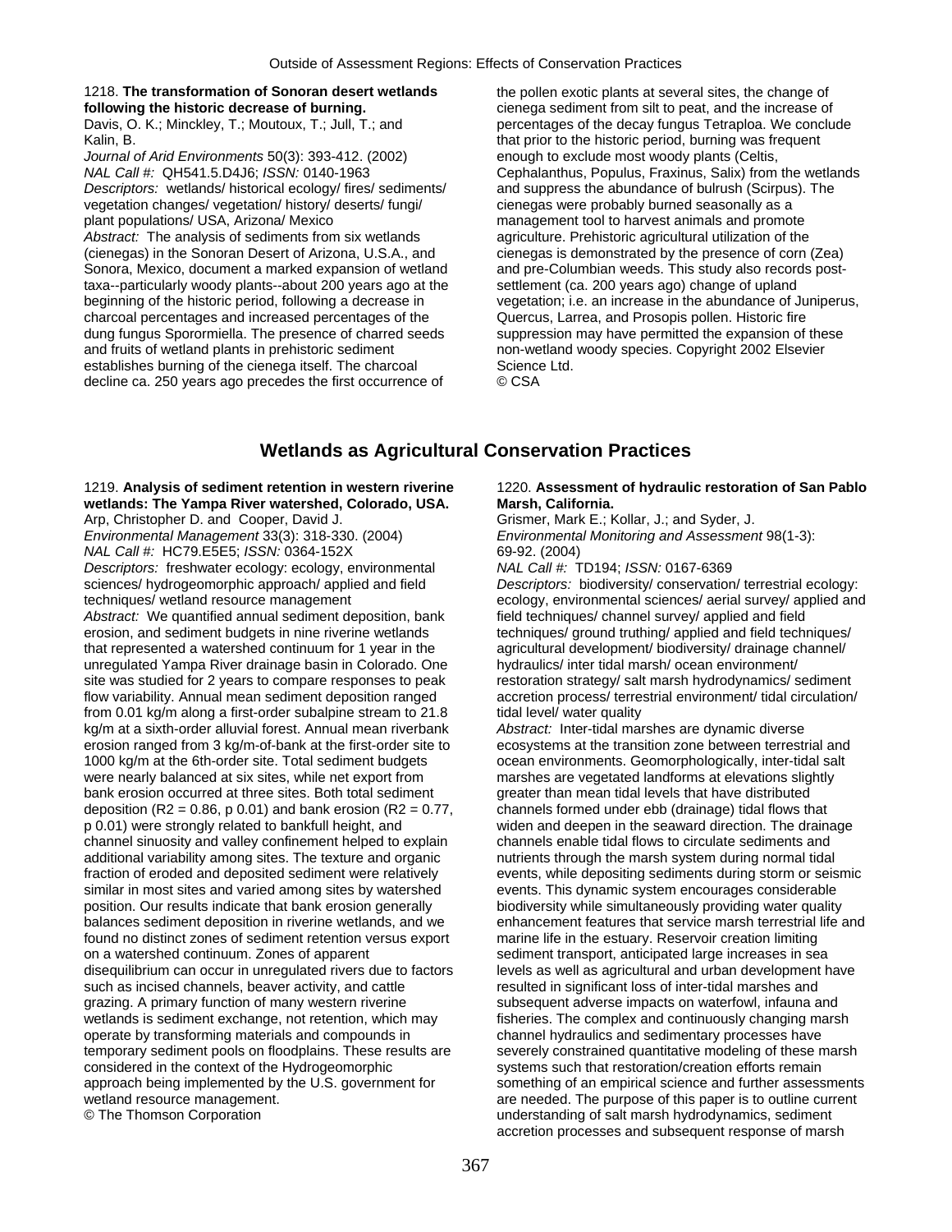**1218. The transformation of Sonoran desert wetlands following the historic decrease of burning.**

Davis, O. K.; Minckley, T.; Moutoux, T.; Jull, T.; and Kalin, B.

*Journal of Arid Environments* 50(3): 393-412. (2002)

*NAL Call #:* QH541.5.D4J6; *ISSN:* 0140-1963

*Descriptors:* wetlands/ historical ecology/ fires/ sediments/ vegetation changes/ vegetation/ history/ deserts/ fungi/ plant populations/ USA, Arizona/ Mexico

*Abstract:* The analysis of sediments from six wetlands (cienegas) in the Sonoran Desert of Arizona, U.S.A., and Sonora, Mexico, document a marked expansion of wetland taxa--particularly woody plants--about 200 years ago at the beginning of the historic period, following a decrease in charcoal percentages and increased percentages of the dung fungus Sporormiella. The presence of charred seeds and fruits of wetland plants in prehistoric sediment establishes burning of the cienega itself. The charcoal decline ca. 250 years ago precedes the first occurrence of the pollen exotic plants at several sites, the change of cienega sediment from silt to peat, and the increase of percentages of the decay fungus Tetraploa. We conclude that prior to the historic period, burning was frequent enough to exclude most woody plants (Celtis, Cephalanthus, Populus, Fraxinus, Salix) from the wetlands and suppress the abundance of bulrush (Scirpus). The cienegas were probably burned seasonally as a management tool to harvest animals and promote agriculture. Prehistoric agricultural utilization of the cienegas is demonstrated by the presence of corn (Zea) and pre-Columbian weeds. This study also records post-settlement (ca. 200 years ago) change of upland vegetation; i.e. an increase in the abundance of Juniperus, Quercus, Larrea, and Prosopis pollen. Historic fire suppression may have permitted the expansion of these non-wetland woody species. Copyright 2002 Elsevier Science Ltd.

© CSA

## Wetlands as Agricultural Conservation Practices

**1219. Analysis of sediment retention in western riverine wetlands: The Yampa River watershed, Colorado, USA.**

Arp, Christopher D. and Cooper, David J.

*Environmental Management* 33(3): 318-330. (2004)

*NAL Call #:* HC79.E5E5; *ISSN:* 0364-152X

*Descriptors:* freshwater ecology: ecology, environmental sciences/ hydrogeomorphic approach/ applied and field techniques/ wetland resource management

*Abstract:* We quantified annual sediment deposition, bank erosion, and sediment budgets in nine riverine wetlands that represented a watershed continuum for 1 year in the unregulated Yampa River drainage basin in Colorado. One site was studied for 2 years to compare responses to peak flow variability. Annual mean sediment deposition ranged from 0.01 kg/m along a first-order subalpine stream to 21.8 kg/m at a sixth-order alluvial forest. Annual mean riverbank erosion ranged from 3 kg/m-of-bank at the first-order site to 1000 kg/m at the 6th-order site. Total sediment budgets were nearly balanced at six sites, while net export from bank erosion occurred at three sites. Both total sediment deposition ($R2 = 0.86$, p 0.01) and bank erosion ($R2 = 0.77$, p 0.01) were strongly related to bankfull height, and channel sinuosity and valley confinement helped to explain additional variability among sites. The texture and organic fraction of eroded and deposited sediment were relatively similar in most sites and varied among sites by watershed position. Our results indicate that bank erosion generally balances sediment deposition in riverine wetlands, and we found no distinct zones of sediment retention versus export on a watershed continuum. Zones of apparent disequilibrium can occur in unregulated rivers due to factors such as incised channels, beaver activity, and cattle grazing. A primary function of many western riverine wetlands is sediment exchange, not retention, which may operate by transforming materials and compounds in temporary sediment pools on floodplains. These results are considered in the context of the Hydrogeomorphic approach being implemented by the U.S. government for wetland resource management.

© The Thomson Corporation

**1220. Assessment of hydraulic restoration of San Pablo Marsh, California.**

Grismer, Mark E.; Kollar, J.; and Syder, J.

*Environmental Monitoring and Assessment* 98(1-3): 69-92. (2004)

*NAL Call #:* TD194; *ISSN:* 0167-6369

*Descriptors:* biodiversity/ conservation/ terrestrial ecology: ecology, environmental sciences/ aerial survey/ applied and field techniques/ channel survey/ applied and field techniques/ ground truthing/ applied and field techniques/ agricultural development/ biodiversity/ drainage channel/ hydraulics/ inter tidal marsh/ ocean environment/ restoration strategy/ salt marsh hydrodynamics/ sediment accretion process/ terrestrial environment/ tidal circulation/ tidal level/ water quality

*Abstract:* Inter-tidal marshes are dynamic diverse ecosystems at the transition zone between terrestrial and ocean environments. Geomorphologically, inter-tidal salt marshes are vegetated landforms at elevations slightly greater than mean tidal levels that have distributed channels formed under ebb (drainage) tidal flows that widen and deepen in the seaward direction. The drainage channels enable tidal flows to circulate sediments and nutrients through the marsh system during normal tidal events, while depositing sediments during storm or seismic events. This dynamic system encourages considerable biodiversity while simultaneously providing water quality enhancement features that service marsh terrestrial life and marine life in the estuary. Reservoir creation limiting sediment transport, anticipated large increases in sea levels as well as agricultural and urban development have resulted in significant loss of inter-tidal marshes and subsequent adverse impacts on waterfowl, infauna and fisheries. The complex and continuously changing marsh channel hydraulics and sedimentary processes have severely constrained quantitative modeling of these marsh systems such that restoration/creation efforts remain something of an empirical science and further assessments are needed. The purpose of this paper is to outline current understanding of salt marsh hydrodynamics, sediment accretion processes and subsequent response of marsh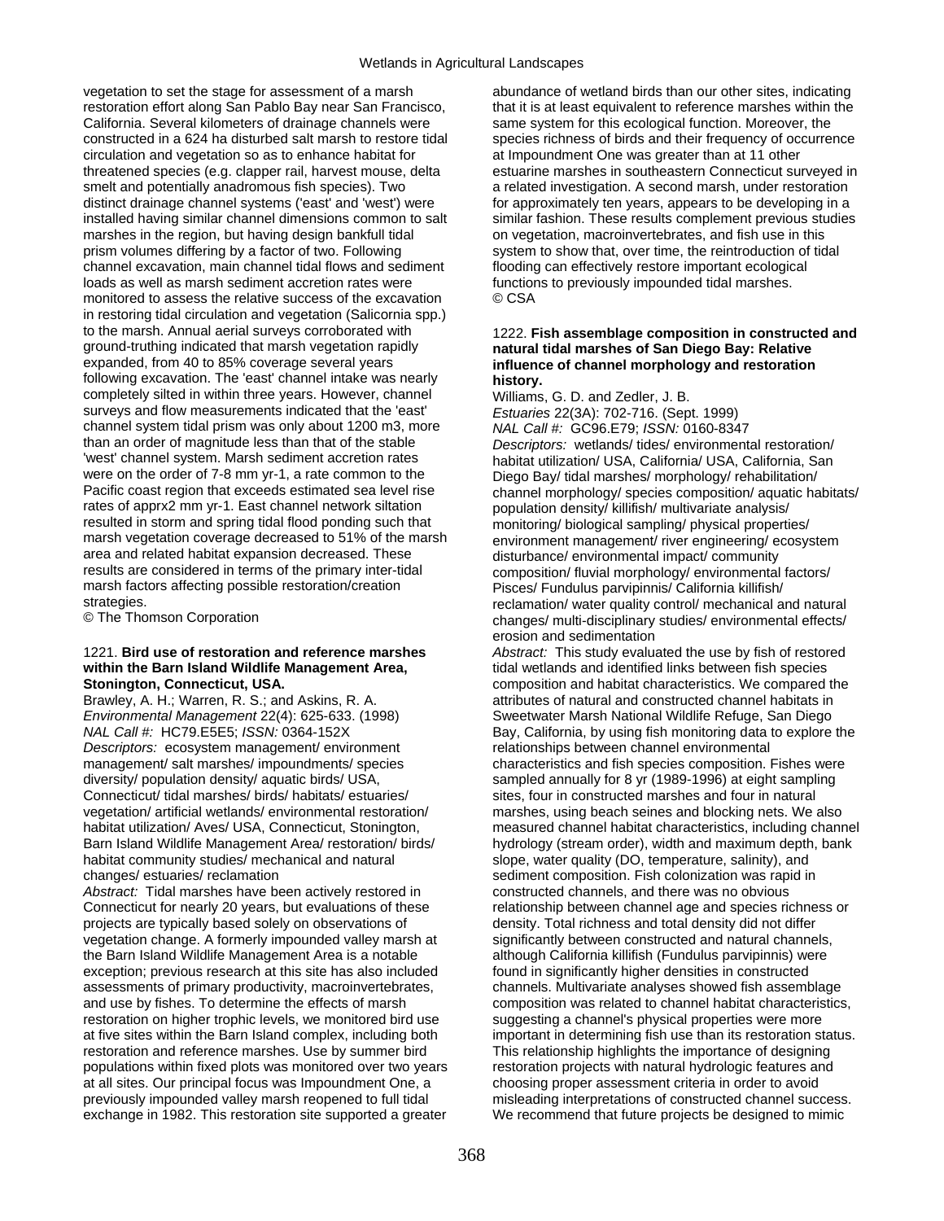vegetation to set the stage for assessment of a marsh restoration effort along San Pablo Bay near San Francisco, California. Several kilometers of drainage channels were constructed in a 624 ha disturbed salt marsh to restore tidal circulation and vegetation so as to enhance habitat for threatened species (e.g. clapper rail, harvest mouse, delta smelt and potentially anadromous fish species). Two distinct drainage channel systems ('east' and 'west') were installed having similar channel dimensions common to salt marshes in the region, but having design bankfull tidal prism volumes differing by a factor of two. Following channel excavation, main channel tidal flows and sediment loads as well as marsh sediment accretion rates were monitored to assess the relative success of the excavation in restoring tidal circulation and vegetation (Salicornia spp.) to the marsh. Annual aerial surveys corroborated with ground-truthing indicated that marsh vegetation rapidly expanded, from 40 to 85% coverage several years following excavation. The 'east' channel intake was nearly completely silted in within three years. However, channel surveys and flow measurements indicated that the 'east' channel system tidal prism was only about 1200 m3, more than an order of magnitude less than that of the stable 'west' channel system. Marsh sediment accretion rates were on the order of 7-8 mm yr-1, a rate common to the Pacific coast region that exceeds estimated sea level rise rates of apprx2 mm yr-1. East channel network siltation resulted in storm and spring tidal flood ponding such that marsh vegetation coverage decreased to 51% of the marsh area and related habitat expansion decreased. These results are considered in terms of the primary inter-tidal marsh factors affecting possible restoration/creation strategies.
© The Thomson Corporation

1221. **Bird use of restoration and reference marshes within the Barn Island Wildlife Management Area, Stonington, Connecticut, USA.**
Brawley, A. H.; Warren, R. S.; and Askins, R. A.
*Environmental Management* 22(4): 625-633. (1998)
*NAL Call #:* HC79.E5E5; *ISSN:* 0364-152X
*Descriptors:* ecosystem management/ environment management/ salt marshes/ impoundments/ species diversity/ population density/ aquatic birds/ USA, Connecticut/ tidal marshes/ birds/ habitats/ estuaries/ vegetation/ artificial wetlands/ environmental restoration/ habitat utilization/ Aves/ USA, Connecticut, Stonington, Barn Island Wildlife Management Area/ restoration/ birds/ habitat community studies/ mechanical and natural changes/ estuaries/ reclamation
*Abstract:* Tidal marshes have been actively restored in Connecticut for nearly 20 years, but evaluations of these projects are typically based solely on observations of vegetation change. A formerly impounded valley marsh at the Barn Island Wildlife Management Area is a notable exception; previous research at this site has also included assessments of primary productivity, macroinvertebrates, and use by fishes. To determine the effects of marsh restoration on higher trophic levels, we monitored bird use at five sites within the Barn Island complex, including both restoration and reference marshes. Use by summer bird populations within fixed plots was monitored over two years at all sites. Our principal focus was Impoundment One, a previously impounded valley marsh reopened to full tidal exchange in 1982. This restoration site supported a greater abundance of wetland birds than our other sites, indicating that it is at least equivalent to reference marshes within the same system for this ecological function. Moreover, the species richness of birds and their frequency of occurrence at Impoundment One was greater than at 11 other estuarine marshes in southeastern Connecticut surveyed in a related investigation. A second marsh, under restoration for approximately ten years, appears to be developing in a similar fashion. These results complement previous studies on vegetation, macroinvertebrates, and fish use in this system to show that, over time, the reintroduction of tidal flooding can effectively restore important ecological functions to previously impounded tidal marshes.
© CSA

1222. **Fish assemblage composition in constructed and natural tidal marshes of San Diego Bay: Relative influence of channel morphology and restoration history.**
Williams, G. D. and Zedler, J. B.
*Estuaries* 22(3A): 702-716. (Sept. 1999)
*NAL Call #:* GC96.E79; *ISSN:* 0160-8347
*Descriptors:* wetlands/ tides/ environmental restoration/ habitat utilization/ USA, California/ USA, California, San Diego Bay/ tidal marshes/ morphology/ rehabilitation/ channel morphology/ species composition/ aquatic habitats/ population density/ killifish/ multivariate analysis/ monitoring/ biological sampling/ physical properties/ environment management/ river engineering/ ecosystem disturbance/ environmental impact/ community composition/ fluvial morphology/ environmental factors/ Pisces/ Fundulus parvipinnis/ California killifish/ reclamation/ water quality control/ mechanical and natural changes/ multi-disciplinary studies/ environmental effects/ erosion and sedimentation
*Abstract:* This study evaluated the use by fish of restored tidal wetlands and identified links between fish species composition and habitat characteristics. We compared the attributes of natural and constructed channel habitats in Sweetwater Marsh National Wildlife Refuge, San Diego Bay, California, by using fish monitoring data to explore the relationships between channel environmental characteristics and fish species composition. Fishes were sampled annually for 8 yr (1989-1996) at eight sampling sites, four in constructed marshes and four in natural marshes, using beach seines and blocking nets. We also measured channel habitat characteristics, including channel hydrology (stream order), width and maximum depth, bank slope, water quality (DO, temperature, salinity), and sediment composition. Fish colonization was rapid in constructed channels, and there was no obvious relationship between channel age and species richness or density. Total richness and total density did not differ significantly between constructed and natural channels, although California killifish (Fundulus parvipinnis) were found in significantly higher densities in constructed channels. Multivariate analyses showed fish assemblage composition was related to channel habitat characteristics, suggesting a channel's physical properties were more important in determining fish use than its restoration status. This relationship highlights the importance of designing restoration projects with natural hydrologic features and choosing proper assessment criteria in order to avoid misleading interpretations of constructed channel success. We recommend that future projects be designed to mimic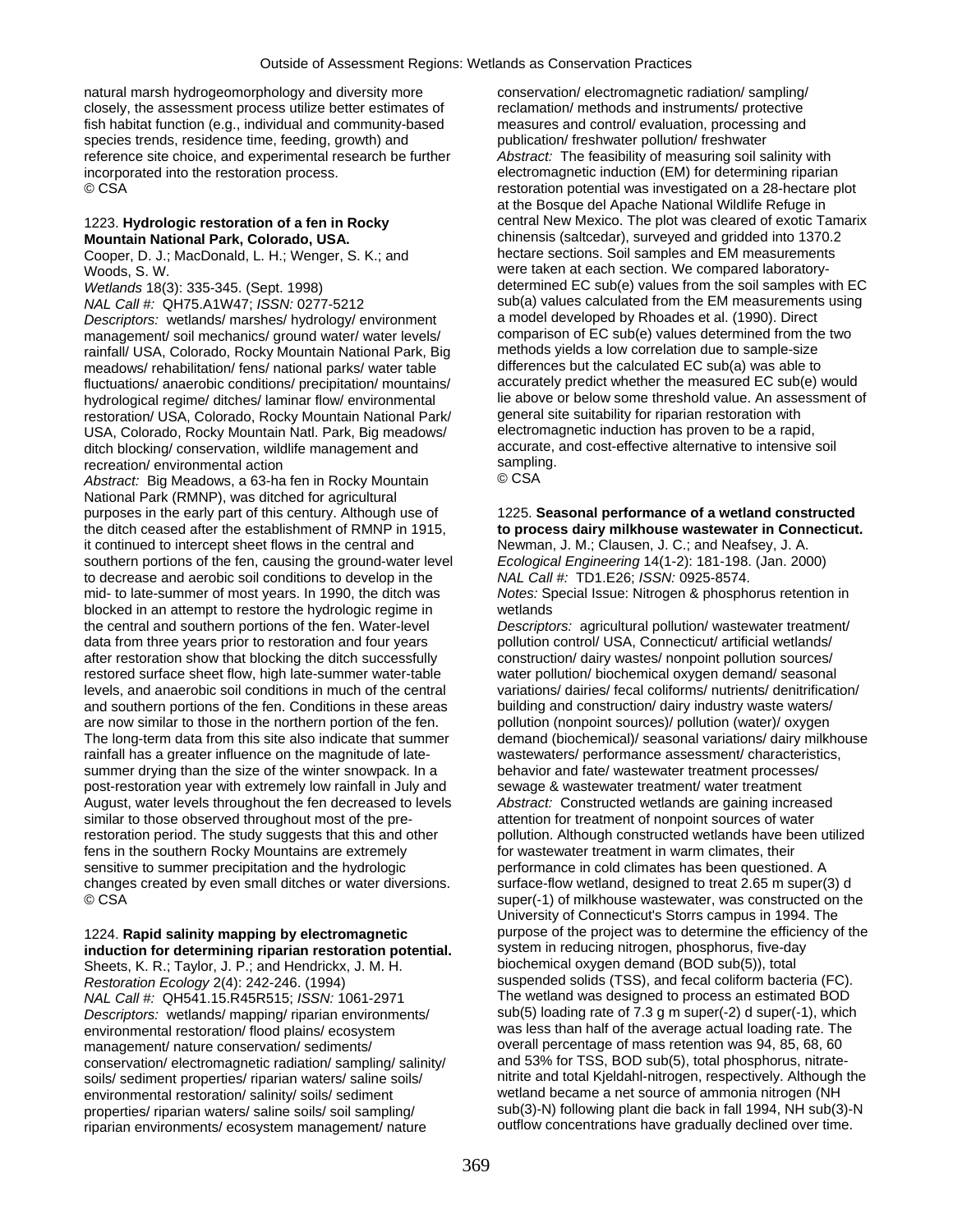natural marsh hydrogeomorphology and diversity more closely, the assessment process utilize better estimates of fish habitat function (e.g., individual and community-based species trends, residence time, feeding, growth) and reference site choice, and experimental research be further incorporated into the restoration process.
© CSA

1223. **Hydrologic restoration of a fen in Rocky Mountain National Park, Colorado, USA.**
Cooper, D. J.; MacDonald, L. H.; Wenger, S. K.; and Woods, S. W.
*Wetlands* 18(3): 335-345. (Sept. 1998)
*NAL Call #:* QH75.A1W47; *ISSN:* 0277-5212
*Descriptors:* wetlands/ marshes/ hydrology/ environment management/ soil mechanics/ ground water/ water levels/ rainfall/ USA, Colorado, Rocky Mountain National Park, Big meadows/ rehabilitation/ fens/ national parks/ water table fluctuations/ anaerobic conditions/ precipitation/ mountains/ hydrological regime/ ditches/ laminar flow/ environmental restoration/ USA, Colorado, Rocky Mountain National Park/ USA, Colorado, Rocky Mountain Natl. Park, Big meadows/ ditch blocking/ conservation, wildlife management and recreation/ environmental action
*Abstract:* Big Meadows, a 63-ha fen in Rocky Mountain National Park (RMNP), was ditched for agricultural purposes in the early part of this century. Although use of the ditch ceased after the establishment of RMNP in 1915, it continued to intercept sheet flows in the central and southern portions of the fen, causing the ground-water level to decrease and aerobic soil conditions to develop in the mid- to late-summer of most years. In 1990, the ditch was blocked in an attempt to restore the hydrologic regime in the central and southern portions of the fen. Water-level data from three years prior to restoration and four years after restoration show that blocking the ditch successfully restored surface sheet flow, high late-summer water-table levels, and anaerobic soil conditions in much of the central and southern portions of the fen. Conditions in these areas are now similar to those in the northern portion of the fen. The long-term data from this site also indicate that summer rainfall has a greater influence on the magnitude of late-summer drying than the size of the winter snowpack. In a post-restoration year with extremely low rainfall in July and August, water levels throughout the fen decreased to levels similar to those observed throughout most of the pre-restoration period. The study suggests that this and other fens in the southern Rocky Mountains are extremely sensitive to summer precipitation and the hydrologic changes created by even small ditches or water diversions.
© CSA

1224. **Rapid salinity mapping by electromagnetic induction for determining riparian restoration potential.**
Sheets, K. R.; Taylor, J. P.; and Hendrickx, J. M. H.
*Restoration Ecology* 2(4): 242-246. (1994)
*NAL Call #:* QH541.15.R45R515; *ISSN:* 1061-2971
*Descriptors:* wetlands/ mapping/ riparian environments/ environmental restoration/ flood plains/ ecosystem management/ nature conservation/ sediments/ conservation/ electromagnetic radiation/ sampling/ salinity/ soils/ sediment properties/ riparian waters/ saline soils/ environmental restoration/ salinity/ soils/ sediment properties/ riparian waters/ saline soils/ soil sampling/ riparian environments/ ecosystem management/ nature conservation/ electromagnetic radiation/ sampling/ reclamation/ methods and instruments/ protective measures and control/ evaluation, processing and publication/ freshwater pollution/ freshwater
*Abstract:* The feasibility of measuring soil salinity with electromagnetic induction (EM) for determining riparian restoration potential was investigated on a 28-hectare plot at the Bosque del Apache National Wildlife Refuge in central New Mexico. The plot was cleared of exotic Tamarix chinensis (saltcedar), surveyed and gridded into 1370.2 hectare sections. Soil samples and EM measurements were taken at each section. We compared laboratory-determined $EC_{(e)}$ values from the soil samples with $EC_{(a)}$ values calculated from the EM measurements using a model developed by Rhoades et al. (1990). Direct comparison of $EC_{(e)}$ values determined from the two methods yields a low correlation due to sample-size differences but the calculated $EC_{(a)}$ was able to accurately predict whether the measured $EC_{(e)}$ would lie above or below some threshold value. An assessment of general site suitability for riparian restoration with electromagnetic induction has proven to be a rapid, accurate, and cost-effective alternative to intensive soil sampling.
© CSA

1225. **Seasonal performance of a wetland constructed to process dairy milkhouse wastewater in Connecticut.**
Newman, J. M.; Clausen, J. C.; and Neafsey, J. A.
*Ecological Engineering* 14(1-2): 181-198. (Jan. 2000)
*NAL Call #:* TD1.E26; *ISSN:* 0925-8574.
*Notes:* Special Issue: Nitrogen & phosphorus retention in wetlands
*Descriptors:* agricultural pollution/ wastewater treatment/ pollution control/ USA, Connecticut/ artificial wetlands/ construction/ dairy wastes/ nonpoint pollution sources/ water pollution/ biochemical oxygen demand/ seasonal variations/ dairies/ fecal coliforms/ nutrients/ denitrification/ building and construction/ dairy industry waste waters/ pollution (nonpoint sources)/ pollution (water)/ oxygen demand (biochemical)/ seasonal variations/ dairy milkhouse wastewaters/ performance assessment/ characteristics, behavior and fate/ wastewater treatment processes/ sewage & wastewater treatment/ water treatment
*Abstract:* Constructed wetlands are gaining increased attention for treatment of nonpoint sources of water pollution. Although constructed wetlands have been utilized for wastewater treatment in warm climates, their performance in cold climates has been questioned. A surface-flow wetland, designed to treat 2.65 $m^3 d^{-1}$ of milkhouse wastewater, was constructed on the University of Connecticut's Storrs campus in 1994. The purpose of the project was to determine the efficiency of the system in reducing nitrogen, phosphorus, five-day biochemical oxygen demand ($BOD_5$), total suspended solids (TSS), and fecal coliform bacteria (FC). The wetland was designed to process an estimated $BOD_5$ loading rate of 7.3 g $m^{-2} d^{-1}$, which was less than half of the average actual loading rate. The overall percentage of mass retention was 94, 85, 68, 60 and 53% for TSS, $BOD_5$, total phosphorus, nitrate-nitrite and total Kjeldahl-nitrogen, respectively. Although the wetland became a net source of ammonia nitrogen ($NH_3$-N) following plant die back in fall 1994, $NH_3$-N outflow concentrations have gradually declined over time.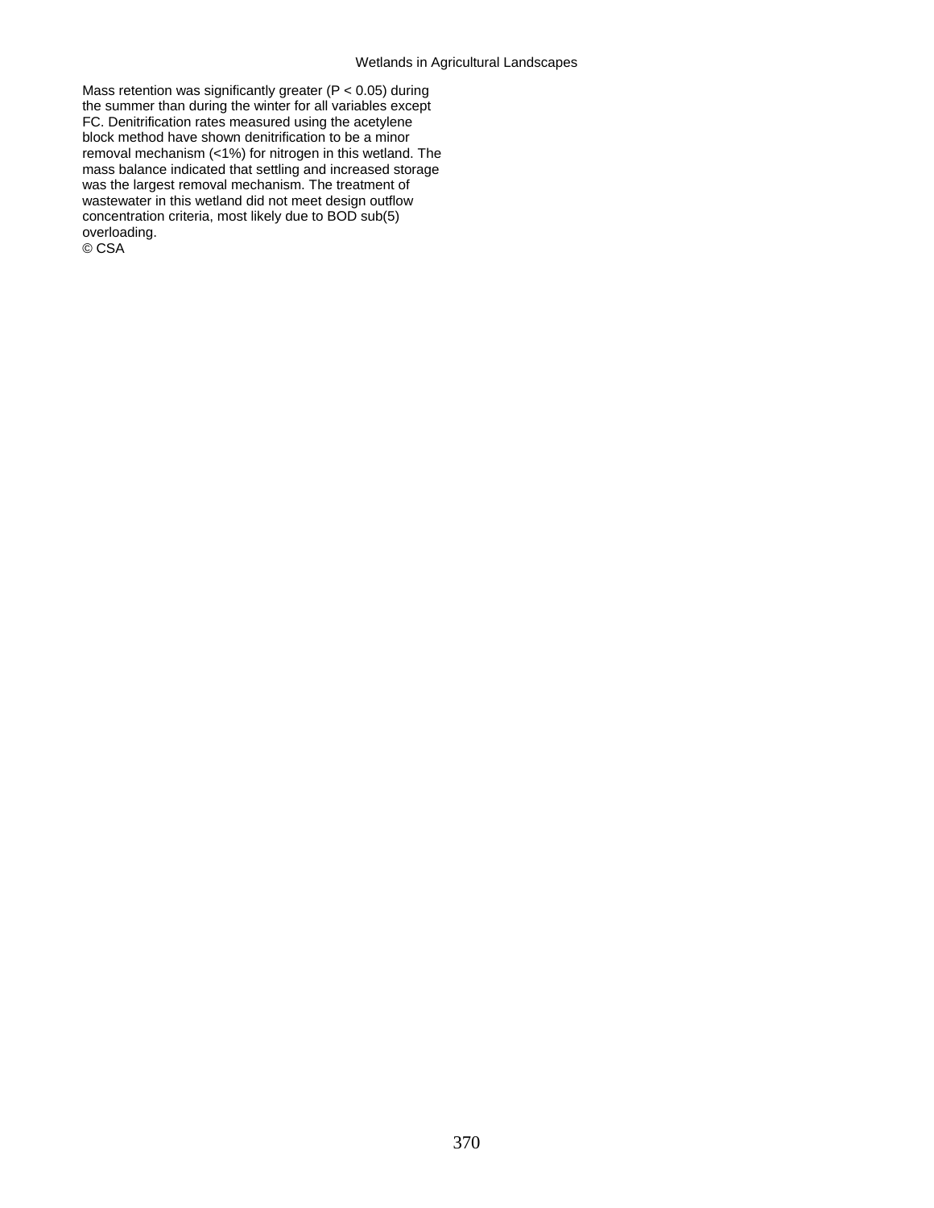Mass retention was significantly greater ($P < 0.05$) during the summer than during the winter for all variables except FC. Denitrification rates measured using the acetylene block method have shown denitrification to be a minor removal mechanism (<1%) for nitrogen in this wetland. The mass balance indicated that settling and increased storage was the largest removal mechanism. The treatment of wastewater in this wetland did not meet design outflow concentration criteria, most likely due to $BOD_5$ overloading.
© CSA